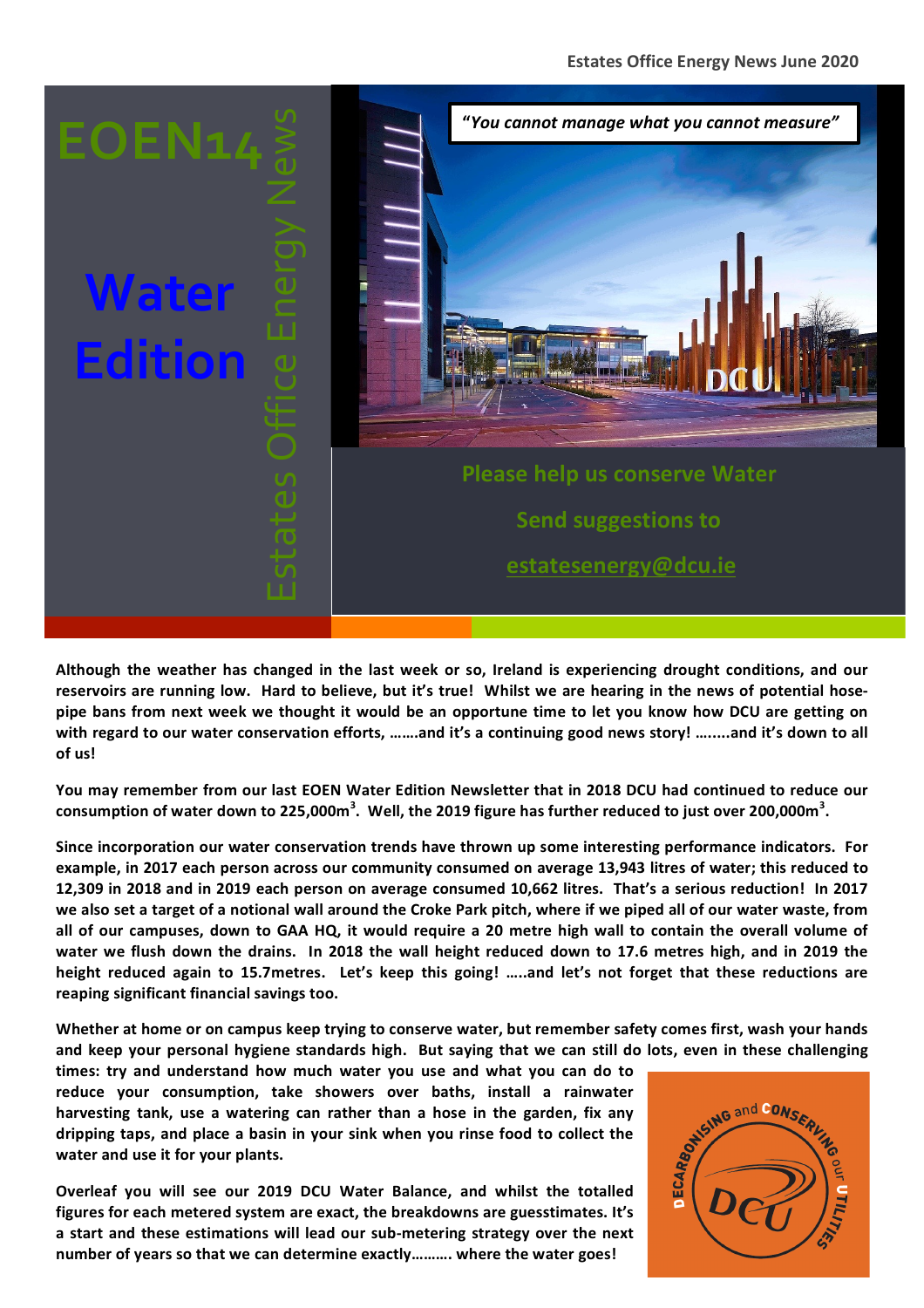Estates Office Energy News June 2020

# EOEN14

Estates Office Energy News

# Water Edition

*"You cannot manage what you cannot measure"*

**Please help us conserve Water**

**Send suggestions to**

**estatesenergy@dcu.ie**

**Although the weather has changed in the last week or so, Ireland is experiencing drought conditions, and our reservoirs are running low. Hard to believe, but it's true! Whilst we are hearing in the news of potential hose-pipe bans from next week we thought it would be an opportune time to let you know how DCU are getting on with regard to our water conservation efforts, …….and it's a continuing good news story! ….....and it's down to all of us!**

**You may remember from our last EOEN Water Edition Newsletter that in 2018 DCU had continued to reduce our consumption of water down to 225,000m$^3$. Well, the 2019 figure has further reduced to just over 200,000m$^3$.**

**Since incorporation our water conservation trends have thrown up some interesting performance indicators. For example, in 2017 each person across our community consumed on average 13,943 litres of water; this reduced to 12,309 in 2018 and in 2019 each person on average consumed 10,662 litres. That's a serious reduction! In 2017 we also set a target of a notional wall around the Croke Park pitch, where if we piped all of our water waste, from all of our campuses, down to GAA HQ, it would require a 20 metre high wall to contain the overall volume of water we flush down the drains. In 2018 the wall height reduced down to 17.6 metres high, and in 2019 the height reduced again to 15.7metres. Let's keep this going! …..and let's not forget that these reductions are reaping significant financial savings too.**

**Whether at home or on campus keep trying to conserve water, but remember safety comes first, wash your hands and keep your personal hygiene standards high. But saying that we can still do lots, even in these challenging times: try and understand how much water you use and what you can do to reduce your consumption, take showers over baths, install a rainwater harvesting tank, use a watering can rather than a hose in the garden, fix any dripping taps, and place a basin in your sink when you rinse food to collect the water and use it for your plants.**

**Overleaf you will see our 2019 DCU Water Balance, and whilst the totalled figures for each metered system are exact, the breakdowns are guesstimates. It's a start and these estimations will lead our sub-metering strategy over the next number of years so that we can determine exactly………. where the water goes!**

DECARBONISING and CONSERVING our UTILITIES

DCU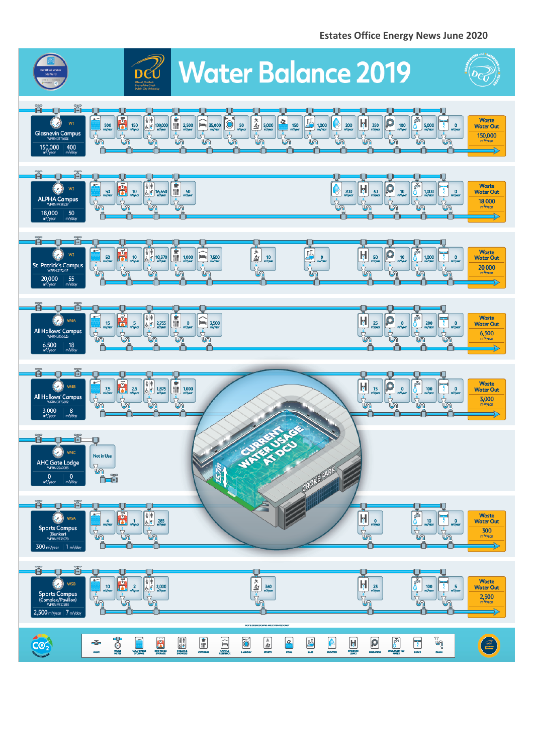Estates Office Energy News June 2020

# Water Balance 2019

**W1 Glasnevin Campus** — WPRN 3173602 — 150,000 m³/year, 400 m³/day

500 m³/year · 150 m³/year · 100,000 m³/year · 2,500 m³/year · 35,000 m³/year · 50 m³/year · 5,000 m³/year · 150 m³/year · 1,000 m³/year · 200 m³/year · 350 m³/year · 100 m³/year · 5,000 m³/year · 0 m³/year

Waste Water Out 150,000 m³/year

**W2 ALPHA Campus** — WPRN 9735227 — 18,000 m³/year, 50 m³/day

50 m³/year · 10 m³/year · 16,650 m³/year · 50 m³/year · 200 m³/year · 30 m³/year · 10 m³/year · 1,000 m³/year · 0 m³/year

Waste Water Out 18,000 m³/year

**W3 St. Patrick's Campus** — WPRN 3173417 — 20,000 m³/year, 55 m³/day

50 m³/year · 10 m³/year · 10,370 m³/year · 1,000 m³/year · 7,500 m³/year · 10 m³/year · 0 m³/year · 50 m³/year · 10 m³/year · 1,000 m³/year · 0 m³/year

Waste Water Out 20,000 m³/year

**W4A All Hallows' Campus** — WPRN 3155625 — 6,500 m³/year, 18 m³/day

15 m³/year · 5 m³/year · 2,755 m³/year · 0 m³/year · 3,500 m³/year · 25 m³/year · 0 m³/year · 200 m³/year · 0 m³/year

Waste Water Out 6,500 m³/year

**W4B All Hallows' Campus** — WPRN 3173602 — 3,000 m³/year, 8 m³/day

7.5 m³/year · 2.5 m³/year · 1,875 m³/year · 1,000 m³/year · 15 m³/year · 0 m³/year · 100 m³/year · 0 m³/year

Waste Water Out 3,000 m³/year

**W4C AHC Gate Lodge** — WPRN 2267083 — 0 m³/year, 0 m³/day

Not in Use

CURRENT WATER USAGE AT DCU — 15.7m — CROKE PARK

**W5A Sports Campus (Bunker)** — WPRN 9739078 — 300 m³/year, 1 m³/day

4 m³/year · 1 m³/year · 285 m³/year · 0 m³/year · 10 m³/year · 0 m³/year

Waste Water Out 300 m³/year

**W5B Sports Campus (Complex/Pavilion)** — WPRN 9737288 — 2,500 m³/year, 7 m³/day

10 m³/year · 2 m³/year · 2,000 m³/year · 360 m³/year · 23 m³/year · 100 m³/year · 5 m³/year

Waste Water Out 2,500 m³/year

NOTE: BREAKDOWNS ARE ESTIMATES ONLY

VALVE · WATER METER · COLD WATER STORAGE · HOT WATER STORAGE · TOILETS & SHOWERS · CATERING · CAMPUS RESIDENCE · LAUNDRY · SPORTS · POOL · LABS · PROCESS · INTERNAL LEAKS · IRRIGATION · UNACCOUNTED WATER · LEAKS · DRAIN